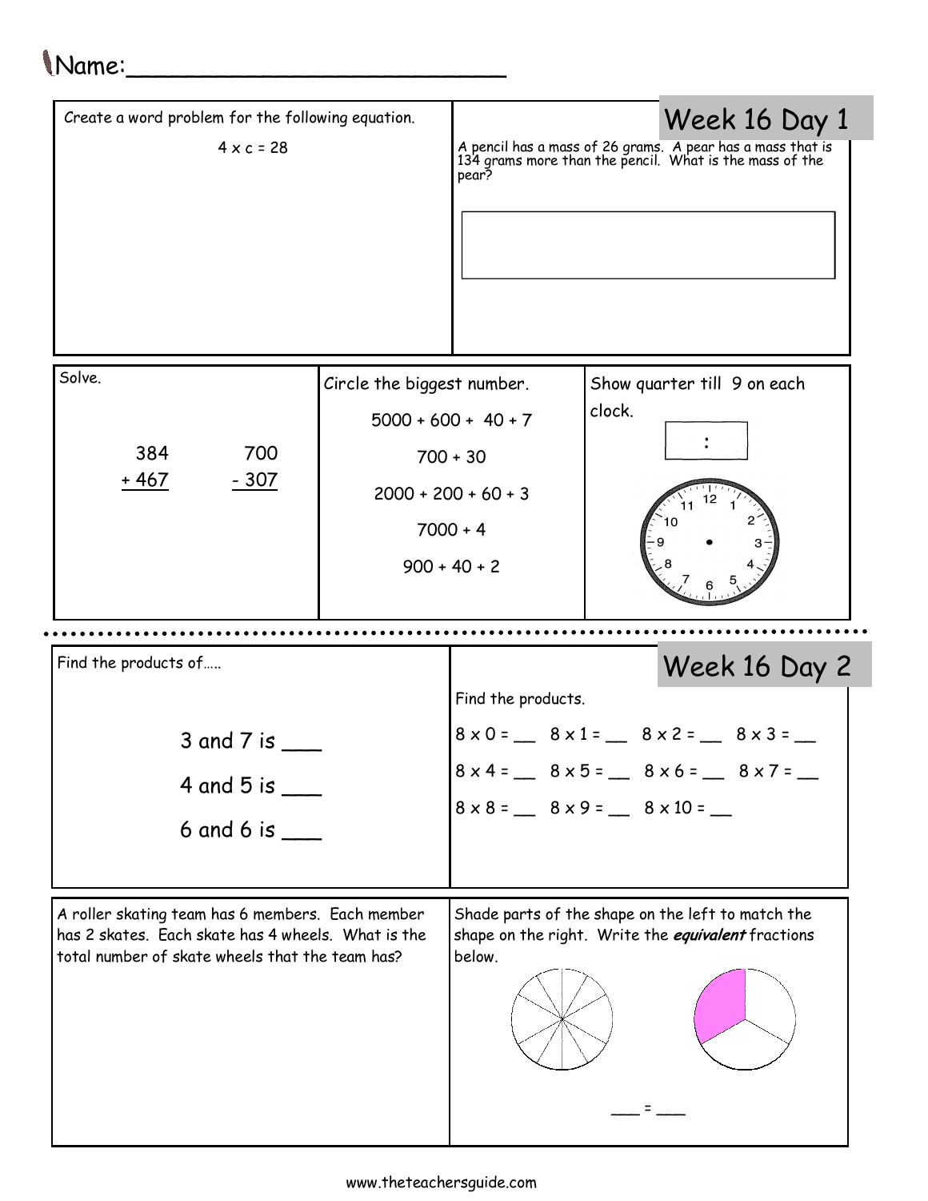Name:\_\_\_\_\_\_\_\_\_\_\_\_\_\_\_\_\_\_\_\_\_\_\_\_\_\_

## Week 16 Day 1

Create a word problem for the following equation.

$4 \times c = 28$

A pencil has a mass of 26 grams. A pear has a mass that is 134 grams more than the pencil. What is the mass of the pear?

Solve.

$$\begin{array}{r} 384 \\ +\ 467 \\ \hline \end{array} \qquad \begin{array}{r} 700 \\ -\ 307 \\ \hline \end{array}$$

Circle the biggest number.

5000 + 600 + 40 + 7

700 + 30

2000 + 200 + 60 + 3

7000 + 4

900 + 40 + 2

Show quarter till 9 on each clock.

:

## Week 16 Day 2

Find the products of…..

3 and 7 is \_\_\_

4 and 5 is \_\_\_

6 and 6 is \_\_\_

Find the products.

8 x 0 = \_\_ 8 x 1 = \_\_ 8 x 2 = \_\_ 8 x 3 = \_\_

8 x 4 = \_\_ 8 x 5 = \_\_ 8 x 6 = \_\_ 8 x 7 = \_\_

8 x 8 = \_\_ 8 x 9 = \_\_ 8 x 10 = \_\_

A roller skating team has 6 members. Each member has 2 skates. Each skate has 4 wheels. What is the total number of skate wheels that the team has?

Shade parts of the shape on the left to match the shape on the right. Write the ***equivalent*** fractions below.

\_\_\_ = \_\_\_

www.theteachersguide.com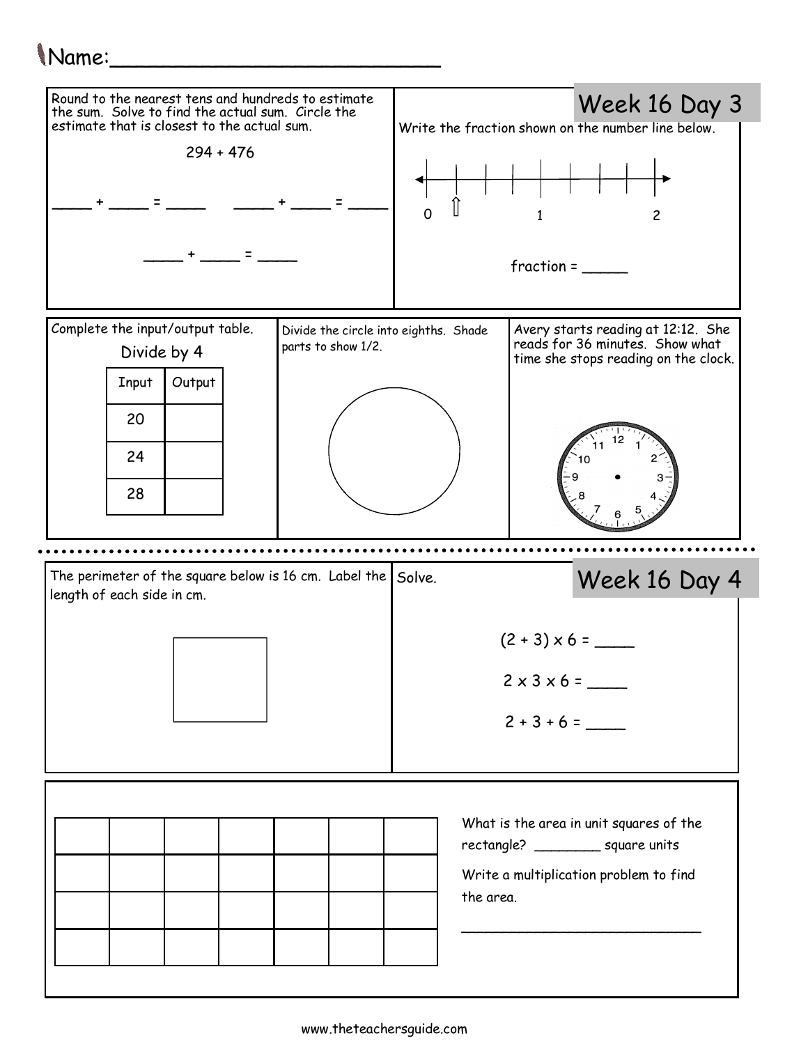Name:___________________________

## Week 16 Day 3

Round to the nearest tens and hundreds to estimate the sum. Solve to find the actual sum. Circle the estimate that is closest to the actual sum.

294 + 476

_____ + _____ = _____      _____ + _____ = _____

_____ + _____ = _____

Write the fraction shown on the number line below.

0 ⇧     1     2

fraction = _____

Complete the input/output table.

Divide by 4

| Input | Output |
|---|---|
| 20 | |
| 24 | |
| 28 | |

Divide the circle into eighths. Shade parts to show 1/2.

Avery starts reading at 12:12. She reads for 36 minutes. Show what time she stops reading on the clock.

## Week 16 Day 4

The perimeter of the square below is 16 cm. Label the length of each side in cm.

Solve.

(2 + 3) x 6 = ____

2 x 3 x 6 = ____

2 + 3 + 6 = ____

What is the area in unit squares of the rectangle? ________ square units

Write a multiplication problem to find the area.

______________________________

www.theteachersguide.com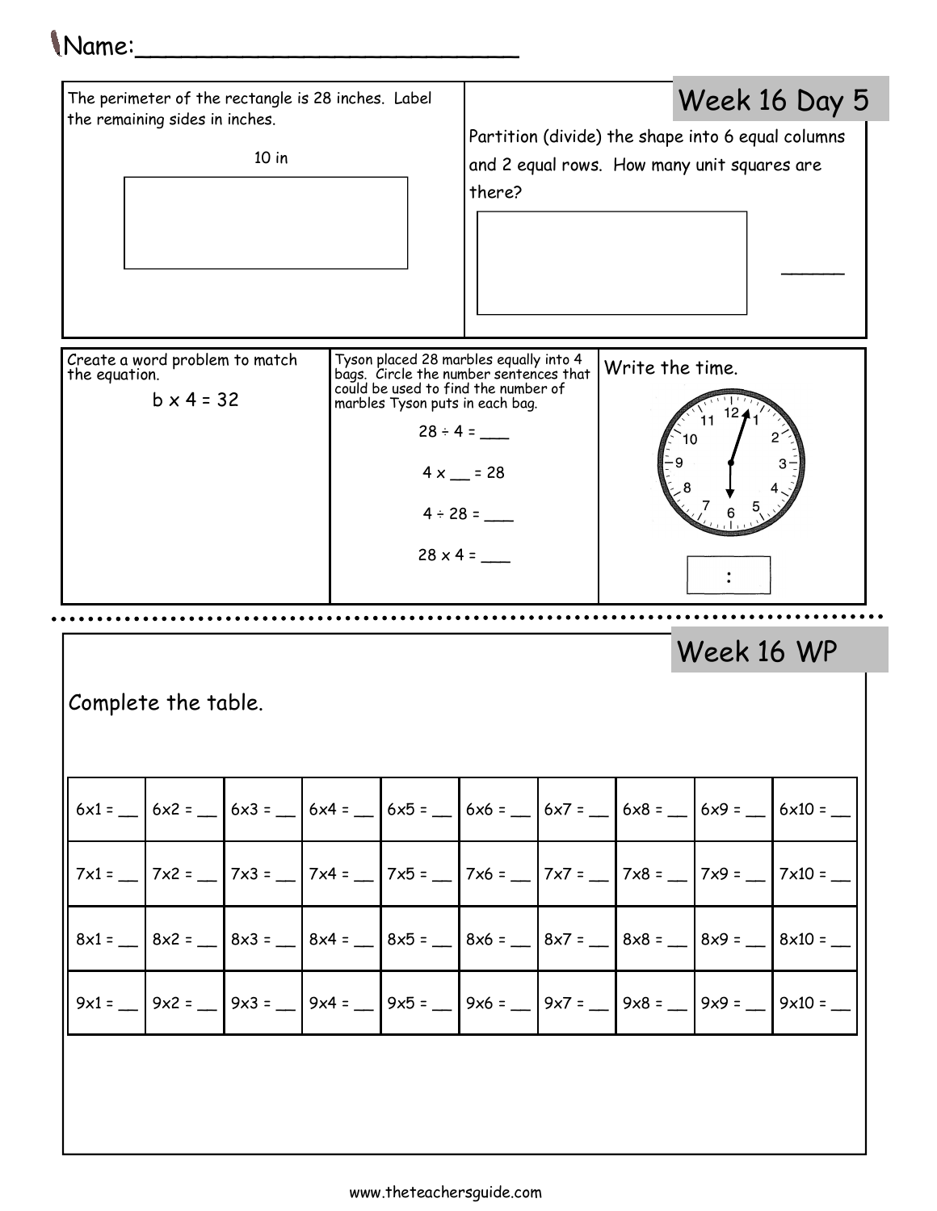Name:_________________________

## Week 16 Day 5

The perimeter of the rectangle is 28 inches. Label the remaining sides in inches.

10 in

Partition (divide) the shape into 6 equal columns and 2 equal rows. How many unit squares are there?

______

Create a word problem to match the equation.

b x 4 = 32

Tyson placed 28 marbles equally into 4 bags. Circle the number sentences that could be used to find the number of marbles Tyson puts in each bag.

28 ÷ 4 = ___

4 x __ = 28

4 ÷ 28 = ___

28 x 4 = ___

Write the time.

:

## Week 16 WP

Complete the table.

| | | | | | | | | | |
|---|---|---|---|---|---|---|---|---|---|
| 6x1 = __ | 6x2 = __ | 6x3 = __ | 6x4 = __ | 6x5 = __ | 6x6 = __ | 6x7 = __ | 6x8 = __ | 6x9 = __ | 6x10 = __ |
| 7x1 = __ | 7x2 = __ | 7x3 = __ | 7x4 = __ | 7x5 = __ | 7x6 = __ | 7x7 = __ | 7x8 = __ | 7x9 = __ | 7x10 = __ |
| 8x1 = __ | 8x2 = __ | 8x3 = __ | 8x4 = __ | 8x5 = __ | 8x6 = __ | 8x7 = __ | 8x8 = __ | 8x9 = __ | 8x10 = __ |
| 9x1 = __ | 9x2 = __ | 9x3 = __ | 9x4 = __ | 9x5 = __ | 9x6 = __ | 9x7 = __ | 9x8 = __ | 9x9 = __ | 9x10 = __ |